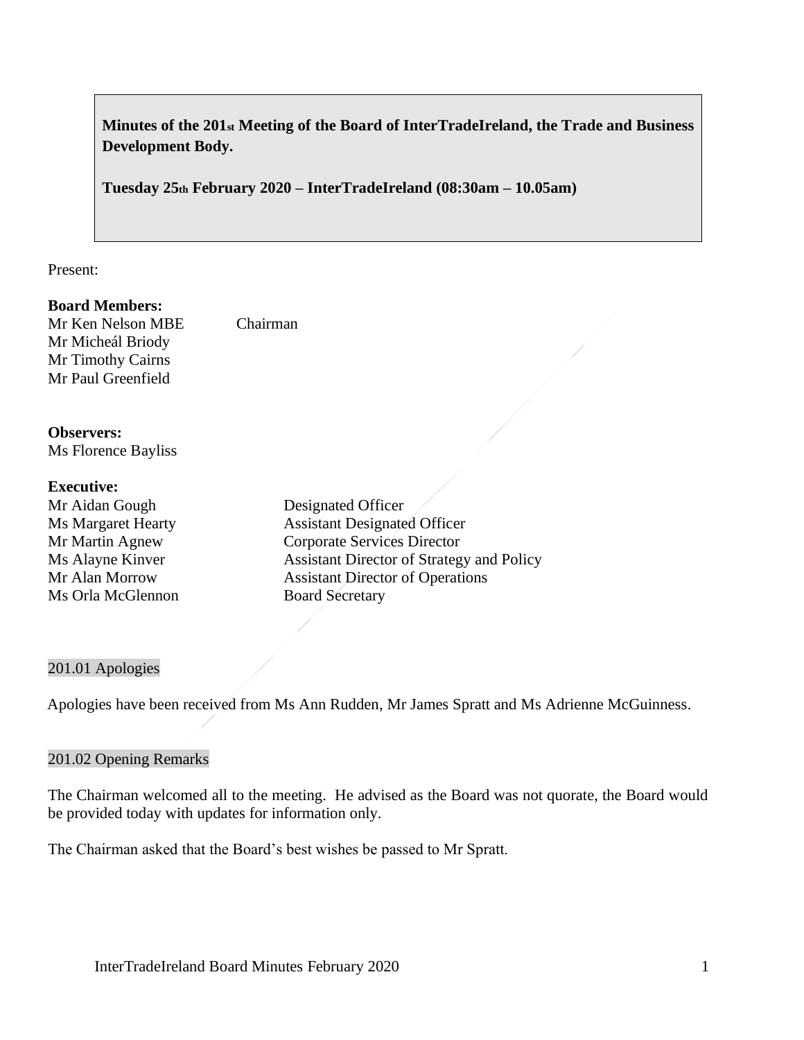**Minutes of the 201st Meeting of the Board of InterTradeIreland, the Trade and Business Development Body.**

**Tuesday 25th February 2020 – InterTradeIreland (08:30am – 10.05am)**

Present:

**Board Members:**

Mr Ken Nelson MBE — Chairman
Mr Micheál Briody
Mr Timothy Cairns
Mr Paul Greenfield

**Observers:**

Ms Florence Bayliss

**Executive:**

| | |
|---|---|
| Mr Aidan Gough | Designated Officer |
| Ms Margaret Hearty | Assistant Designated Officer |
| Mr Martin Agnew | Corporate Services Director |
| Ms Alayne Kinver | Assistant Director of Strategy and Policy |
| Mr Alan Morrow | Assistant Director of Operations |
| Ms Orla McGlennon | Board Secretary |

## 201.01 Apologies

Apologies have been received from Ms Ann Rudden, Mr James Spratt and Ms Adrienne McGuinness.

## 201.02 Opening Remarks

The Chairman welcomed all to the meeting. He advised as the Board was not quorate, the Board would be provided today with updates for information only.

The Chairman asked that the Board's best wishes be passed to Mr Spratt.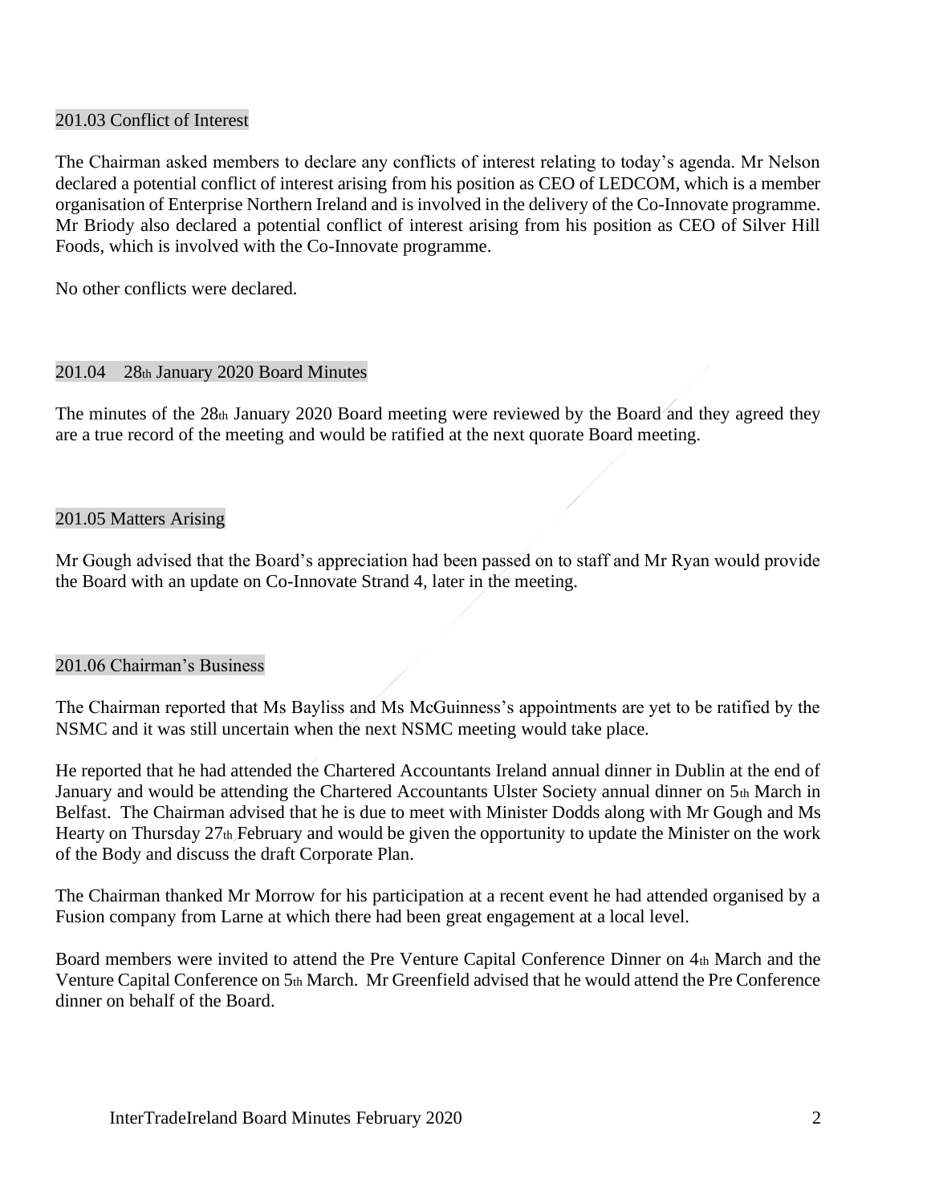### 201.03 Conflict of Interest

The Chairman asked members to declare any conflicts of interest relating to today's agenda. Mr Nelson declared a potential conflict of interest arising from his position as CEO of LEDCOM, which is a member organisation of Enterprise Northern Ireland and is involved in the delivery of the Co-Innovate programme. Mr Briody also declared a potential conflict of interest arising from his position as CEO of Silver Hill Foods, which is involved with the Co-Innovate programme.

No other conflicts were declared.

### 201.04 28th January 2020 Board Minutes

The minutes of the 28th January 2020 Board meeting were reviewed by the Board and they agreed they are a true record of the meeting and would be ratified at the next quorate Board meeting.

### 201.05 Matters Arising

Mr Gough advised that the Board's appreciation had been passed on to staff and Mr Ryan would provide the Board with an update on Co-Innovate Strand 4, later in the meeting.

### 201.06 Chairman's Business

The Chairman reported that Ms Bayliss and Ms McGuinness's appointments are yet to be ratified by the NSMC and it was still uncertain when the next NSMC meeting would take place.

He reported that he had attended the Chartered Accountants Ireland annual dinner in Dublin at the end of January and would be attending the Chartered Accountants Ulster Society annual dinner on 5th March in Belfast. The Chairman advised that he is due to meet with Minister Dodds along with Mr Gough and Ms Hearty on Thursday 27th February and would be given the opportunity to update the Minister on the work of the Body and discuss the draft Corporate Plan.

The Chairman thanked Mr Morrow for his participation at a recent event he had attended organised by a Fusion company from Larne at which there had been great engagement at a local level.

Board members were invited to attend the Pre Venture Capital Conference Dinner on 4th March and the Venture Capital Conference on 5th March. Mr Greenfield advised that he would attend the Pre Conference dinner on behalf of the Board.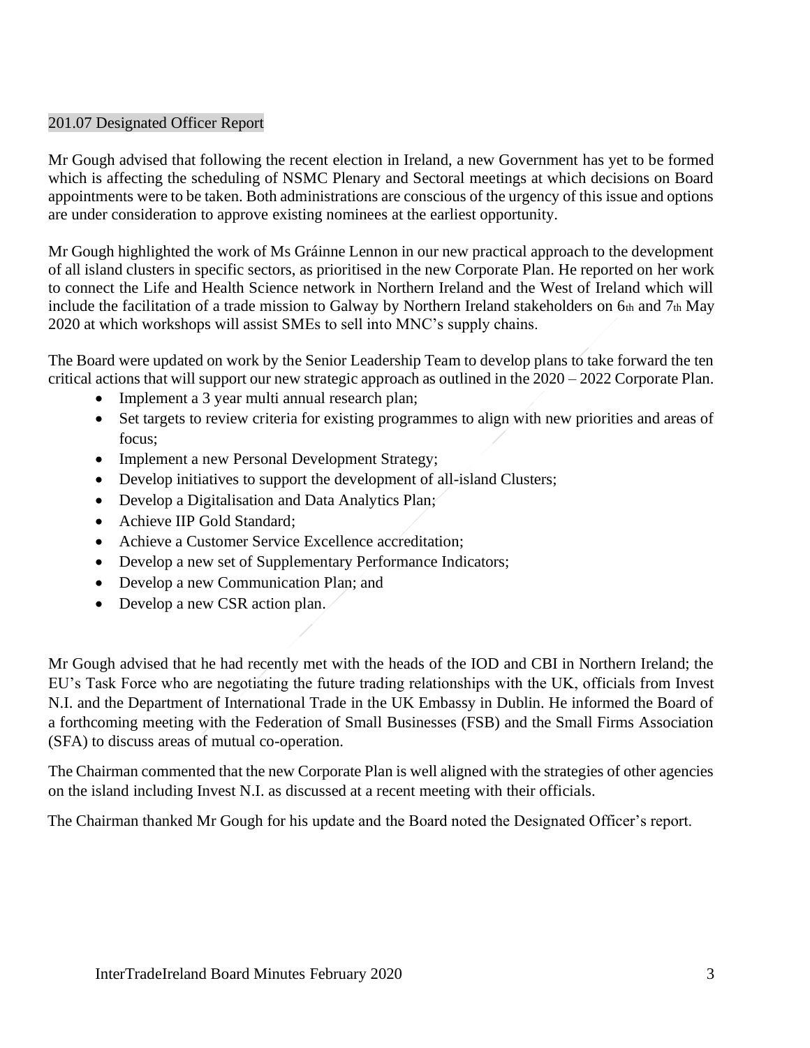## 201.07 Designated Officer Report

Mr Gough advised that following the recent election in Ireland, a new Government has yet to be formed which is affecting the scheduling of NSMC Plenary and Sectoral meetings at which decisions on Board appointments were to be taken. Both administrations are conscious of the urgency of this issue and options are under consideration to approve existing nominees at the earliest opportunity.

Mr Gough highlighted the work of Ms Gráinne Lennon in our new practical approach to the development of all island clusters in specific sectors, as prioritised in the new Corporate Plan. He reported on her work to connect the Life and Health Science network in Northern Ireland and the West of Ireland which will include the facilitation of a trade mission to Galway by Northern Ireland stakeholders on 6th and 7th May 2020 at which workshops will assist SMEs to sell into MNC's supply chains.

The Board were updated on work by the Senior Leadership Team to develop plans to take forward the ten critical actions that will support our new strategic approach as outlined in the 2020 – 2022 Corporate Plan.

- Implement a 3 year multi annual research plan;
- Set targets to review criteria for existing programmes to align with new priorities and areas of focus;
- Implement a new Personal Development Strategy;
- Develop initiatives to support the development of all-island Clusters;
- Develop a Digitalisation and Data Analytics Plan;
- Achieve IIP Gold Standard;
- Achieve a Customer Service Excellence accreditation;
- Develop a new set of Supplementary Performance Indicators;
- Develop a new Communication Plan; and
- Develop a new CSR action plan.

Mr Gough advised that he had recently met with the heads of the IOD and CBI in Northern Ireland; the EU's Task Force who are negotiating the future trading relationships with the UK, officials from Invest N.I. and the Department of International Trade in the UK Embassy in Dublin. He informed the Board of a forthcoming meeting with the Federation of Small Businesses (FSB) and the Small Firms Association (SFA) to discuss areas of mutual co-operation.

The Chairman commented that the new Corporate Plan is well aligned with the strategies of other agencies on the island including Invest N.I. as discussed at a recent meeting with their officials.

The Chairman thanked Mr Gough for his update and the Board noted the Designated Officer's report.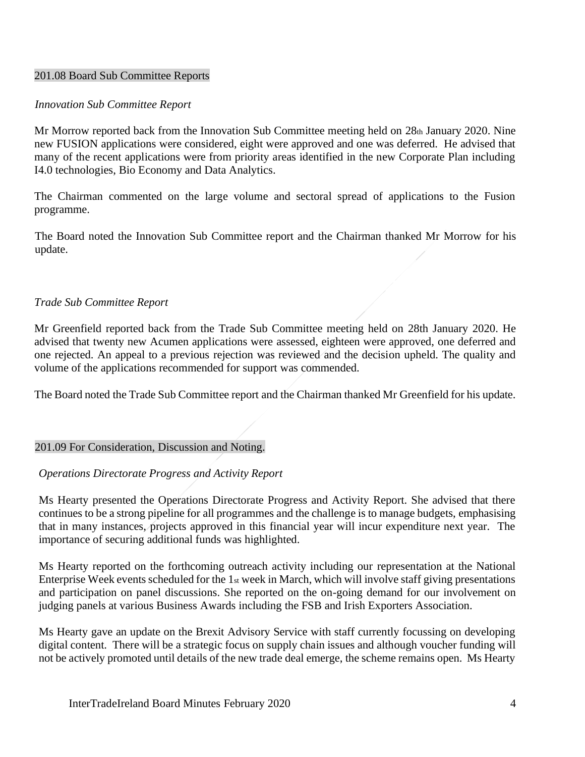## 201.08 Board Sub Committee Reports

*Innovation Sub Committee Report*

Mr Morrow reported back from the Innovation Sub Committee meeting held on 28th January 2020. Nine new FUSION applications were considered, eight were approved and one was deferred. He advised that many of the recent applications were from priority areas identified in the new Corporate Plan including I4.0 technologies, Bio Economy and Data Analytics.

The Chairman commented on the large volume and sectoral spread of applications to the Fusion programme.

The Board noted the Innovation Sub Committee report and the Chairman thanked Mr Morrow for his update.

*Trade Sub Committee Report*

Mr Greenfield reported back from the Trade Sub Committee meeting held on 28th January 2020. He advised that twenty new Acumen applications were assessed, eighteen were approved, one deferred and one rejected. An appeal to a previous rejection was reviewed and the decision upheld. The quality and volume of the applications recommended for support was commended.

The Board noted the Trade Sub Committee report and the Chairman thanked Mr Greenfield for his update.

## 201.09 For Consideration, Discussion and Noting.

*Operations Directorate Progress and Activity Report*

Ms Hearty presented the Operations Directorate Progress and Activity Report. She advised that there continues to be a strong pipeline for all programmes and the challenge is to manage budgets, emphasising that in many instances, projects approved in this financial year will incur expenditure next year. The importance of securing additional funds was highlighted.

Ms Hearty reported on the forthcoming outreach activity including our representation at the National Enterprise Week events scheduled for the 1st week in March, which will involve staff giving presentations and participation on panel discussions. She reported on the on-going demand for our involvement on judging panels at various Business Awards including the FSB and Irish Exporters Association.

Ms Hearty gave an update on the Brexit Advisory Service with staff currently focussing on developing digital content. There will be a strategic focus on supply chain issues and although voucher funding will not be actively promoted until details of the new trade deal emerge, the scheme remains open. Ms Hearty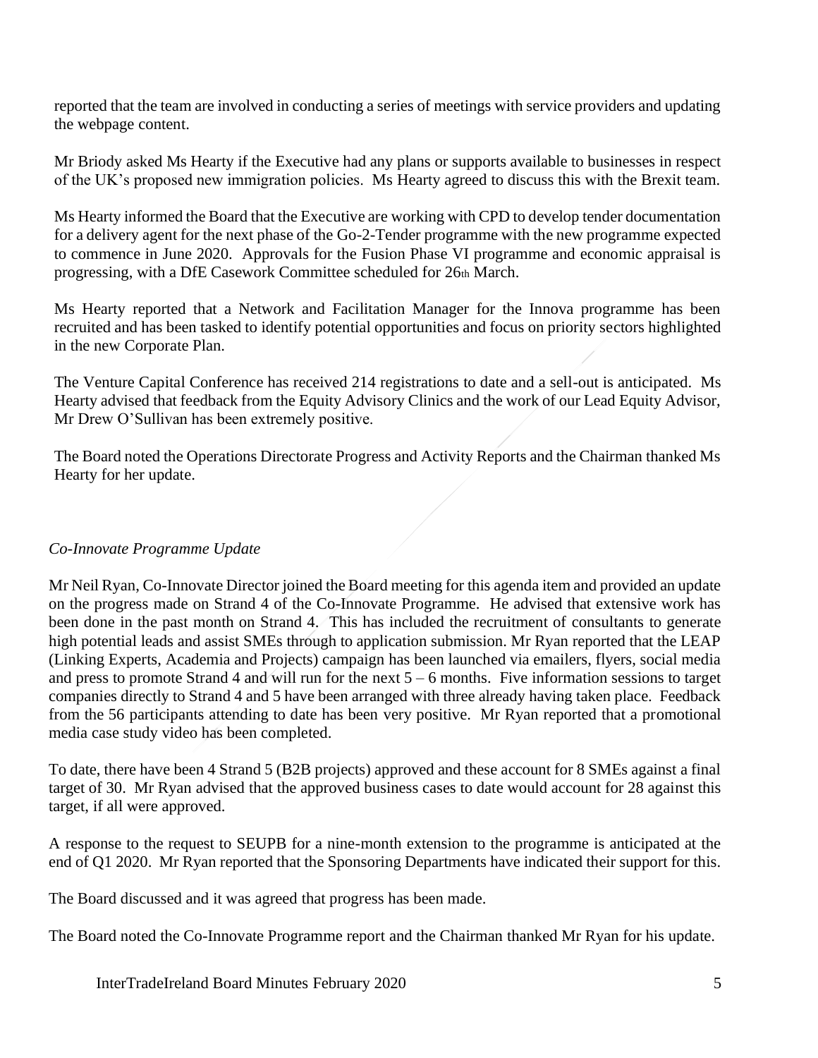reported that the team are involved in conducting a series of meetings with service providers and updating the webpage content.

Mr Briody asked Ms Hearty if the Executive had any plans or supports available to businesses in respect of the UK's proposed new immigration policies. Ms Hearty agreed to discuss this with the Brexit team.

Ms Hearty informed the Board that the Executive are working with CPD to develop tender documentation for a delivery agent for the next phase of the Go-2-Tender programme with the new programme expected to commence in June 2020. Approvals for the Fusion Phase VI programme and economic appraisal is progressing, with a DfE Casework Committee scheduled for 26th March.

Ms Hearty reported that a Network and Facilitation Manager for the Innova programme has been recruited and has been tasked to identify potential opportunities and focus on priority sectors highlighted in the new Corporate Plan.

The Venture Capital Conference has received 214 registrations to date and a sell-out is anticipated. Ms Hearty advised that feedback from the Equity Advisory Clinics and the work of our Lead Equity Advisor, Mr Drew O'Sullivan has been extremely positive.

The Board noted the Operations Directorate Progress and Activity Reports and the Chairman thanked Ms Hearty for her update.

*Co-Innovate Programme Update*

Mr Neil Ryan, Co-Innovate Director joined the Board meeting for this agenda item and provided an update on the progress made on Strand 4 of the Co-Innovate Programme. He advised that extensive work has been done in the past month on Strand 4. This has included the recruitment of consultants to generate high potential leads and assist SMEs through to application submission. Mr Ryan reported that the LEAP (Linking Experts, Academia and Projects) campaign has been launched via emailers, flyers, social media and press to promote Strand 4 and will run for the next 5 – 6 months. Five information sessions to target companies directly to Strand 4 and 5 have been arranged with three already having taken place. Feedback from the 56 participants attending to date has been very positive. Mr Ryan reported that a promotional media case study video has been completed.

To date, there have been 4 Strand 5 (B2B projects) approved and these account for 8 SMEs against a final target of 30. Mr Ryan advised that the approved business cases to date would account for 28 against this target, if all were approved.

A response to the request to SEUPB for a nine-month extension to the programme is anticipated at the end of Q1 2020. Mr Ryan reported that the Sponsoring Departments have indicated their support for this.

The Board discussed and it was agreed that progress has been made.

The Board noted the Co-Innovate Programme report and the Chairman thanked Mr Ryan for his update.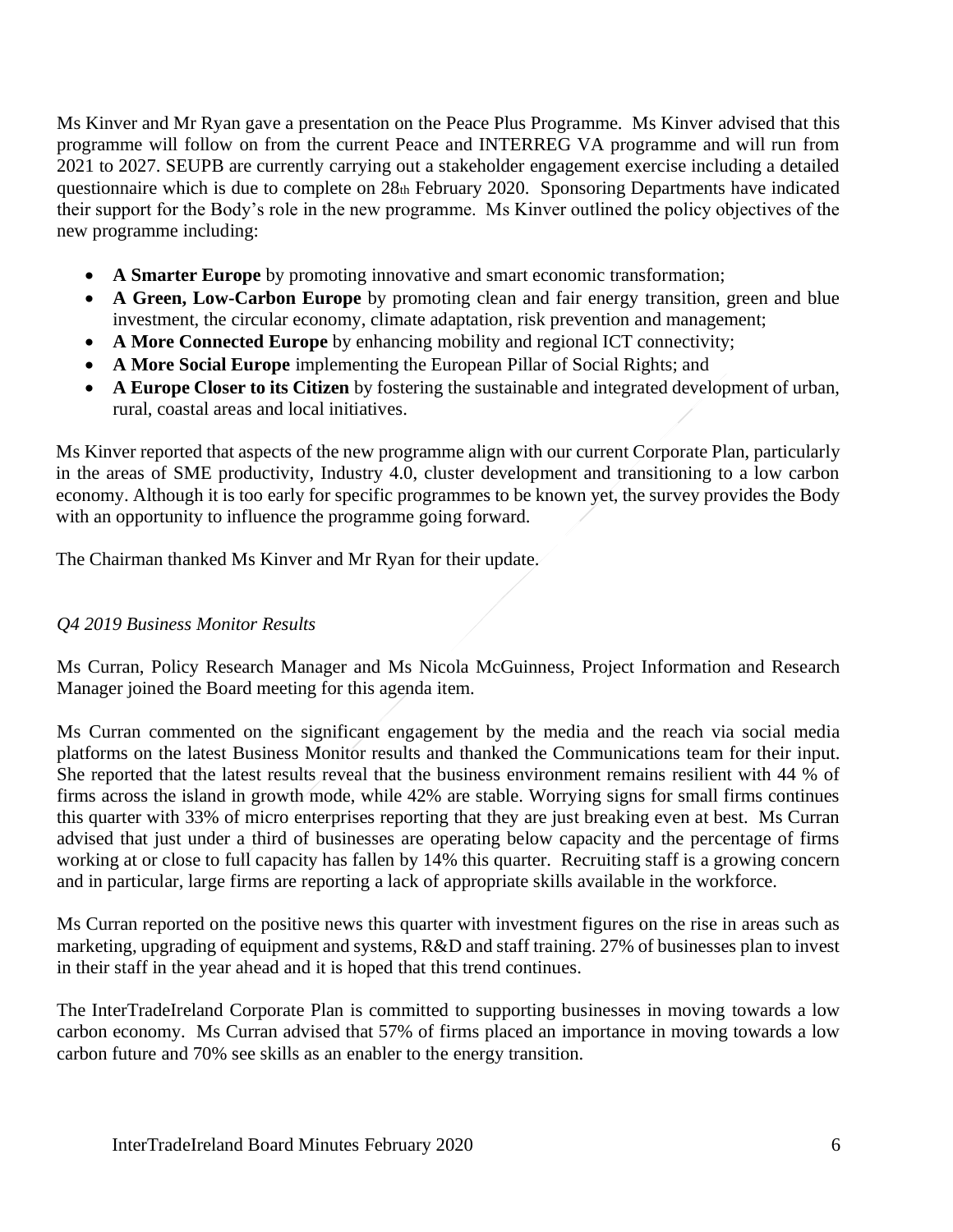Ms Kinver and Mr Ryan gave a presentation on the Peace Plus Programme. Ms Kinver advised that this programme will follow on from the current Peace and INTERREG VA programme and will run from 2021 to 2027. SEUPB are currently carrying out a stakeholder engagement exercise including a detailed questionnaire which is due to complete on 28th February 2020. Sponsoring Departments have indicated their support for the Body's role in the new programme. Ms Kinver outlined the policy objectives of the new programme including:

- **A Smarter Europe** by promoting innovative and smart economic transformation;
- **A Green, Low-Carbon Europe** by promoting clean and fair energy transition, green and blue investment, the circular economy, climate adaptation, risk prevention and management;
- **A More Connected Europe** by enhancing mobility and regional ICT connectivity;
- **A More Social Europe** implementing the European Pillar of Social Rights; and
- **A Europe Closer to its Citizen** by fostering the sustainable and integrated development of urban, rural, coastal areas and local initiatives.

Ms Kinver reported that aspects of the new programme align with our current Corporate Plan, particularly in the areas of SME productivity, Industry 4.0, cluster development and transitioning to a low carbon economy. Although it is too early for specific programmes to be known yet, the survey provides the Body with an opportunity to influence the programme going forward.

The Chairman thanked Ms Kinver and Mr Ryan for their update.

*Q4 2019 Business Monitor Results*

Ms Curran, Policy Research Manager and Ms Nicola McGuinness, Project Information and Research Manager joined the Board meeting for this agenda item.

Ms Curran commented on the significant engagement by the media and the reach via social media platforms on the latest Business Monitor results and thanked the Communications team for their input. She reported that the latest results reveal that the business environment remains resilient with 44 % of firms across the island in growth mode, while 42% are stable. Worrying signs for small firms continues this quarter with 33% of micro enterprises reporting that they are just breaking even at best. Ms Curran advised that just under a third of businesses are operating below capacity and the percentage of firms working at or close to full capacity has fallen by 14% this quarter. Recruiting staff is a growing concern and in particular, large firms are reporting a lack of appropriate skills available in the workforce.

Ms Curran reported on the positive news this quarter with investment figures on the rise in areas such as marketing, upgrading of equipment and systems, R&D and staff training. 27% of businesses plan to invest in their staff in the year ahead and it is hoped that this trend continues.

The InterTradeIreland Corporate Plan is committed to supporting businesses in moving towards a low carbon economy. Ms Curran advised that 57% of firms placed an importance in moving towards a low carbon future and 70% see skills as an enabler to the energy transition.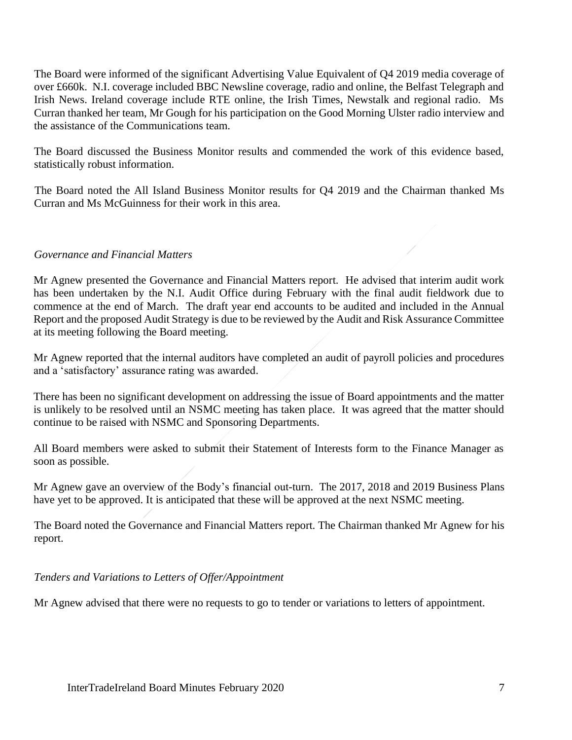The Board were informed of the significant Advertising Value Equivalent of Q4 2019 media coverage of over £660k. N.I. coverage included BBC Newsline coverage, radio and online, the Belfast Telegraph and Irish News. Ireland coverage include RTE online, the Irish Times, Newstalk and regional radio. Ms Curran thanked her team, Mr Gough for his participation on the Good Morning Ulster radio interview and the assistance of the Communications team.

The Board discussed the Business Monitor results and commended the work of this evidence based, statistically robust information.

The Board noted the All Island Business Monitor results for Q4 2019 and the Chairman thanked Ms Curran and Ms McGuinness for their work in this area.

*Governance and Financial Matters*

Mr Agnew presented the Governance and Financial Matters report. He advised that interim audit work has been undertaken by the N.I. Audit Office during February with the final audit fieldwork due to commence at the end of March. The draft year end accounts to be audited and included in the Annual Report and the proposed Audit Strategy is due to be reviewed by the Audit and Risk Assurance Committee at its meeting following the Board meeting.

Mr Agnew reported that the internal auditors have completed an audit of payroll policies and procedures and a 'satisfactory' assurance rating was awarded.

There has been no significant development on addressing the issue of Board appointments and the matter is unlikely to be resolved until an NSMC meeting has taken place. It was agreed that the matter should continue to be raised with NSMC and Sponsoring Departments.

All Board members were asked to submit their Statement of Interests form to the Finance Manager as soon as possible.

Mr Agnew gave an overview of the Body's financial out-turn. The 2017, 2018 and 2019 Business Plans have yet to be approved. It is anticipated that these will be approved at the next NSMC meeting.

The Board noted the Governance and Financial Matters report. The Chairman thanked Mr Agnew for his report.

*Tenders and Variations to Letters of Offer/Appointment*

Mr Agnew advised that there were no requests to go to tender or variations to letters of appointment.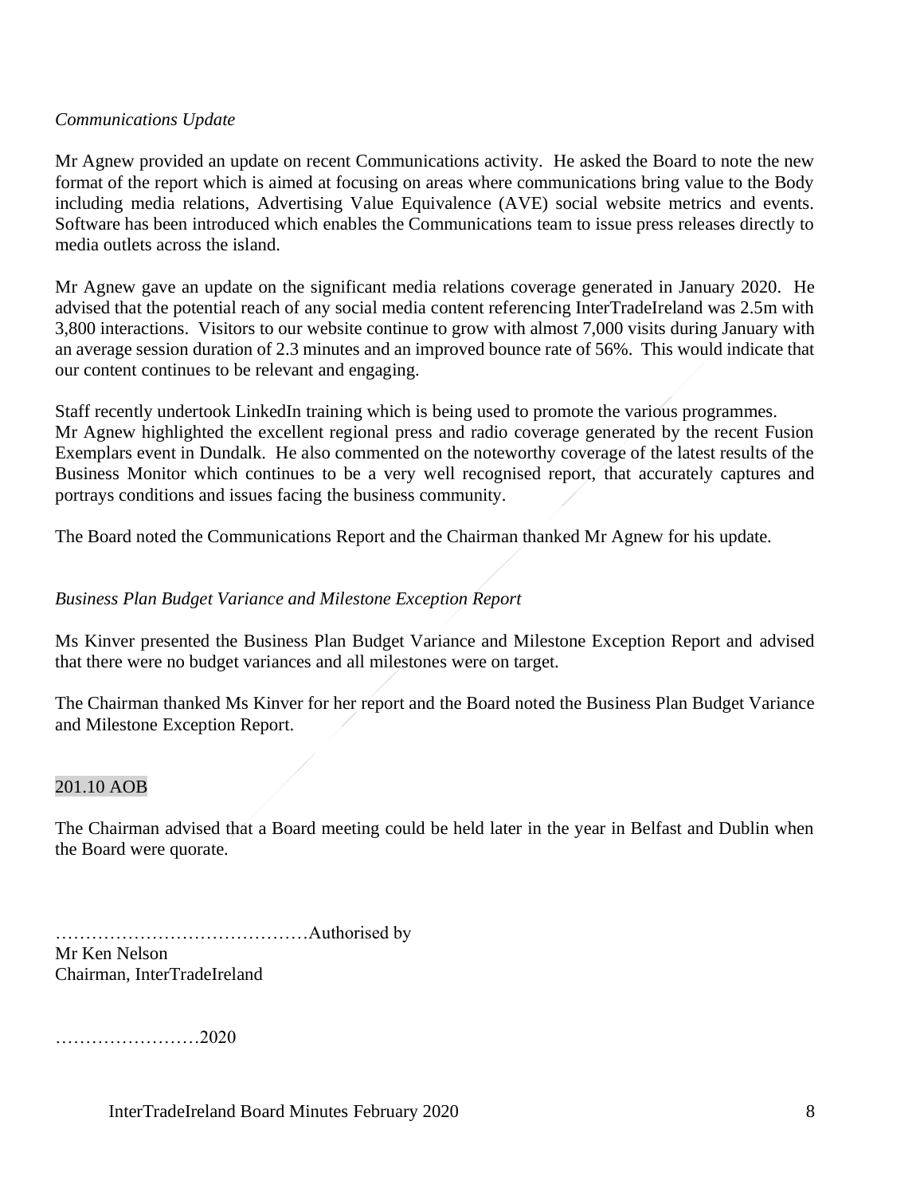*Communications Update*

Mr Agnew provided an update on recent Communications activity. He asked the Board to note the new format of the report which is aimed at focusing on areas where communications bring value to the Body including media relations, Advertising Value Equivalence (AVE) social website metrics and events. Software has been introduced which enables the Communications team to issue press releases directly to media outlets across the island.

Mr Agnew gave an update on the significant media relations coverage generated in January 2020. He advised that the potential reach of any social media content referencing InterTradeIreland was 2.5m with 3,800 interactions. Visitors to our website continue to grow with almost 7,000 visits during January with an average session duration of 2.3 minutes and an improved bounce rate of 56%. This would indicate that our content continues to be relevant and engaging.

Staff recently undertook LinkedIn training which is being used to promote the various programmes.
Mr Agnew highlighted the excellent regional press and radio coverage generated by the recent Fusion Exemplars event in Dundalk. He also commented on the noteworthy coverage of the latest results of the Business Monitor which continues to be a very well recognised report, that accurately captures and portrays conditions and issues facing the business community.

The Board noted the Communications Report and the Chairman thanked Mr Agnew for his update.

*Business Plan Budget Variance and Milestone Exception Report*

Ms Kinver presented the Business Plan Budget Variance and Milestone Exception Report and advised that there were no budget variances and all milestones were on target.

The Chairman thanked Ms Kinver for her report and the Board noted the Business Plan Budget Variance and Milestone Exception Report.

201.10 AOB

The Chairman advised that a Board meeting could be held later in the year in Belfast and Dublin when the Board were quorate.

……………………………………Authorised by
Mr Ken Nelson
Chairman, InterTradeIreland

……………………2020